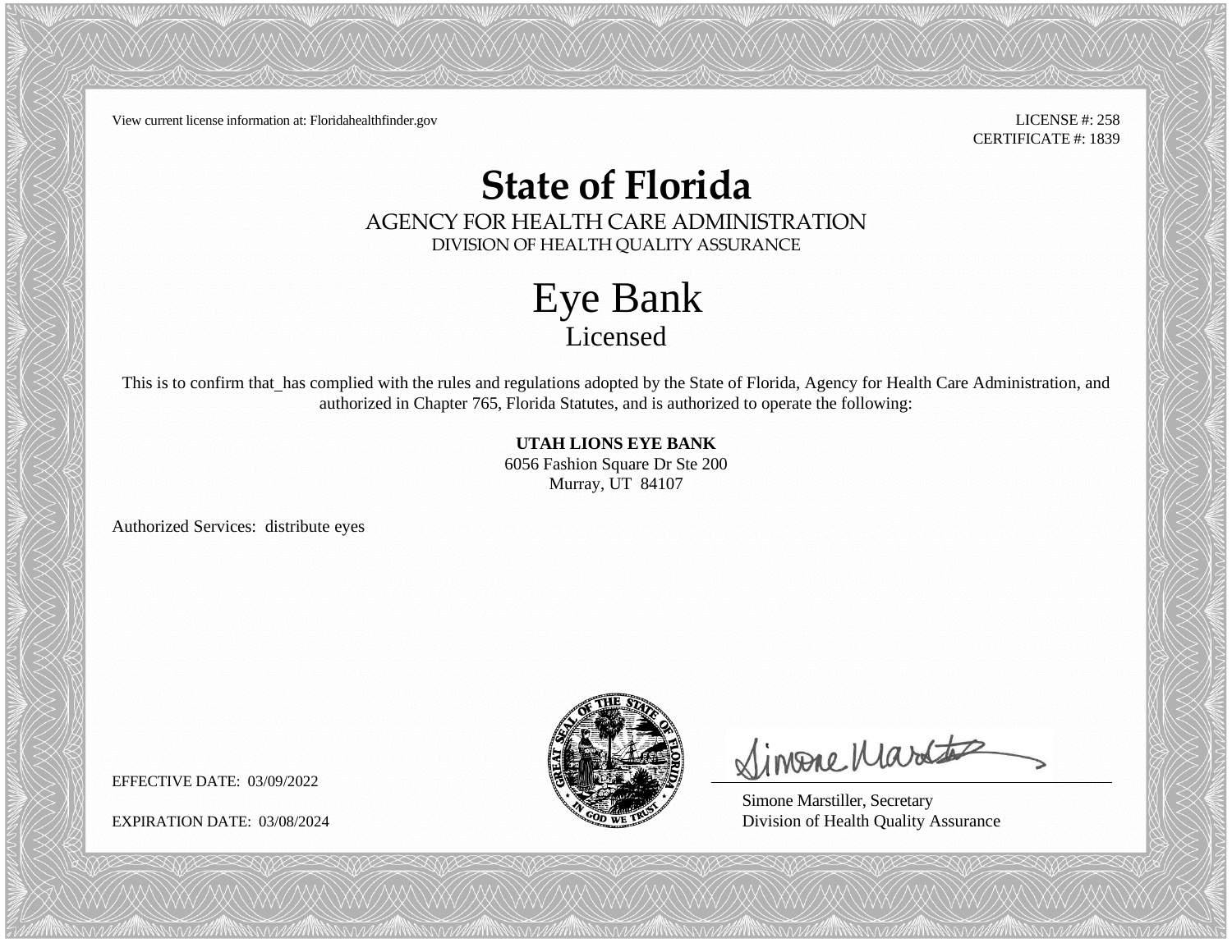View current license information at: Floridahealthfinder.gov

LICENSE #: 258
CERTIFICATE #: 1839

# State of Florida

AGENCY FOR HEALTH CARE ADMINISTRATION
DIVISION OF HEALTH QUALITY ASSURANCE

## Eye Bank
Licensed

This is to confirm that_has complied with the rules and regulations adopted by the State of Florida, Agency for Health Care Administration, and authorized in Chapter 765, Florida Statutes, and is authorized to operate the following:

**UTAH LIONS EYE BANK**
6056 Fashion Square Dr Ste 200
Murray, UT 84107

Authorized Services: distribute eyes

EFFECTIVE DATE: 03/09/2022

EXPIRATION DATE: 03/08/2024

Simone Marstiller, Secretary
Division of Health Quality Assurance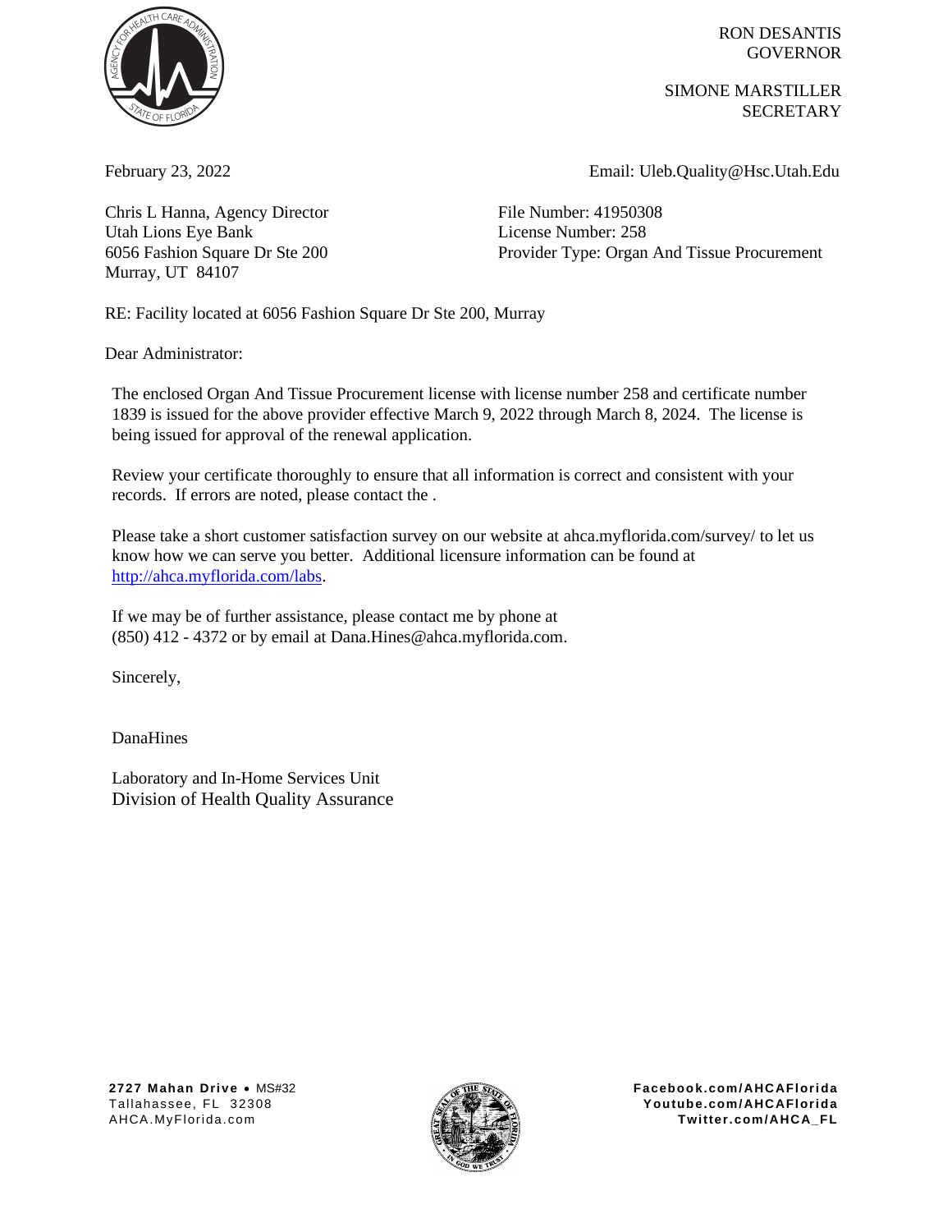RON DESANTIS
GOVERNOR

SIMONE MARSTILLER
SECRETARY

February 23, 2022

Email: Uleb.Quality@Hsc.Utah.Edu

Chris L Hanna, Agency Director
Utah Lions Eye Bank
6056 Fashion Square Dr Ste 200
Murray, UT 84107

File Number: 41950308
License Number: 258
Provider Type: Organ And Tissue Procurement

RE: Facility located at 6056 Fashion Square Dr Ste 200, Murray

Dear Administrator:

The enclosed Organ And Tissue Procurement license with license number 258 and certificate number 1839 is issued for the above provider effective March 9, 2022 through March 8, 2024. The license is being issued for approval of the renewal application.

Review your certificate thoroughly to ensure that all information is correct and consistent with your records. If errors are noted, please contact the .

Please take a short customer satisfaction survey on our website at ahca.myflorida.com/survey/ to let us know how we can serve you better. Additional licensure information can be found at http://ahca.myflorida.com/labs.

If we may be of further assistance, please contact me by phone at (850) 412 - 4372 or by email at Dana.Hines@ahca.myflorida.com.

Sincerely,

DanaHines

Laboratory and In-Home Services Unit
Division of Health Quality Assurance

**2727 Mahan Drive** • MS#32
Tallahassee, FL 32308
AHCA.MyFlorida.com

**Facebook.com/AHCAFlorida**
**Youtube.com/AHCAFlorida**
**Twitter.com/AHCA_FL**